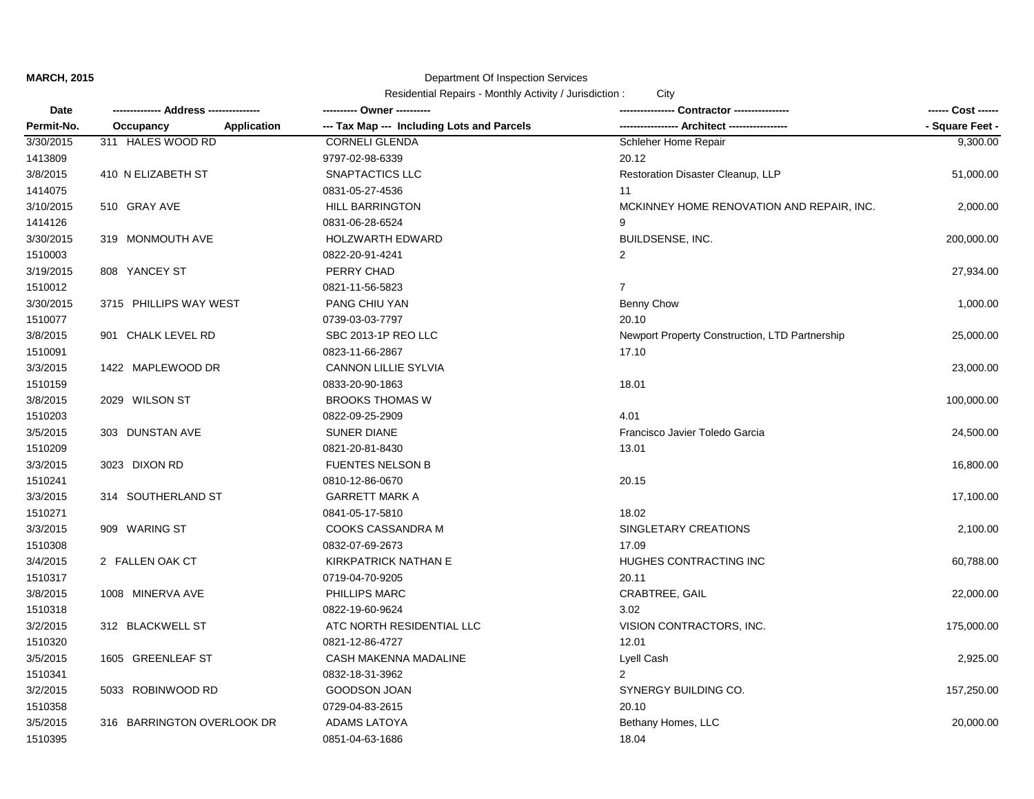**MARCH, 2015**

Department Of Inspection Services

Residential Repairs - Monthly Activity / Jurisdiction : City

| Date<br>Permit-No. | ------------- Address --------------<br>Occupancy Application | ---------- Owner ----------<br>--- Tax Map --- Including Lots and Parcels | --------------- Contractor ---------------<br>---------------- Architect ---------------- | ------ Cost ------<br>- Square Feet - |
|---|---|---|---|---|
| 3/30/2015<br>1413809 | 311 HALES WOOD RD | CORNELI GLENDA<br>9797-02-98-6339 | Schleher Home Repair<br>20.12 | 9,300.00 |
| 3/8/2015<br>1414075 | 410 N ELIZABETH ST | SNAPTACTICS LLC<br>0831-05-27-4536 | Restoration Disaster Cleanup, LLP<br>11 | 51,000.00 |
| 3/10/2015<br>1414126 | 510 GRAY AVE | HILL BARRINGTON<br>0831-06-28-6524 | MCKINNEY HOME RENOVATION AND REPAIR, INC.<br>9 | 2,000.00 |
| 3/30/2015<br>1510003 | 319 MONMOUTH AVE | HOLZWARTH EDWARD<br>0822-20-91-4241 | BUILDSENSE, INC.<br>2 | 200,000.00 |
| 3/19/2015<br>1510012 | 808 YANCEY ST | PERRY CHAD<br>0821-11-56-5823 | <br>7 | 27,934.00 |
| 3/30/2015<br>1510077 | 3715 PHILLIPS WAY WEST | PANG CHIU YAN<br>0739-03-03-7797 | Benny Chow<br>20.10 | 1,000.00 |
| 3/8/2015<br>1510091 | 901 CHALK LEVEL RD | SBC 2013-1P REO LLC<br>0823-11-66-2867 | Newport Property Construction, LTD Partnership<br>17.10 | 25,000.00 |
| 3/3/2015<br>1510159 | 1422 MAPLEWOOD DR | CANNON LILLIE SYLVIA<br>0833-20-90-1863 | <br>18.01 | 23,000.00 |
| 3/8/2015<br>1510203 | 2029 WILSON ST | BROOKS THOMAS W<br>0822-09-25-2909 | <br>4.01 | 100,000.00 |
| 3/5/2015<br>1510209 | 303 DUNSTAN AVE | SUNER DIANE<br>0821-20-81-8430 | Francisco Javier Toledo Garcia<br>13.01 | 24,500.00 |
| 3/3/2015<br>1510241 | 3023 DIXON RD | FUENTES NELSON B<br>0810-12-86-0670 | <br>20.15 | 16,800.00 |
| 3/3/2015<br>1510271 | 314 SOUTHERLAND ST | GARRETT MARK A<br>0841-05-17-5810 | <br>18.02 | 17,100.00 |
| 3/3/2015<br>1510308 | 909 WARING ST | COOKS CASSANDRA M<br>0832-07-69-2673 | SINGLETARY CREATIONS<br>17.09 | 2,100.00 |
| 3/4/2015<br>1510317 | 2 FALLEN OAK CT | KIRKPATRICK NATHAN E<br>0719-04-70-9205 | HUGHES CONTRACTING INC<br>20.11 | 60,788.00 |
| 3/8/2015<br>1510318 | 1008 MINERVA AVE | PHILLIPS MARC<br>0822-19-60-9624 | CRABTREE, GAIL<br>3.02 | 22,000.00 |
| 3/2/2015<br>1510320 | 312 BLACKWELL ST | ATC NORTH RESIDENTIAL LLC<br>0821-12-86-4727 | VISION CONTRACTORS, INC.<br>12.01 | 175,000.00 |
| 3/5/2015<br>1510341 | 1605 GREENLEAF ST | CASH MAKENNA MADALINE<br>0832-18-31-3962 | Lyell Cash<br>2 | 2,925.00 |
| 3/2/2015<br>1510358 | 5033 ROBINWOOD RD | GOODSON JOAN<br>0729-04-83-2615 | SYNERGY BUILDING CO.<br>20.10 | 157,250.00 |
| 3/5/2015<br>1510395 | 316 BARRINGTON OVERLOOK DR | ADAMS LATOYA<br>0851-04-63-1686 | Bethany Homes, LLC<br>18.04 | 20,000.00 |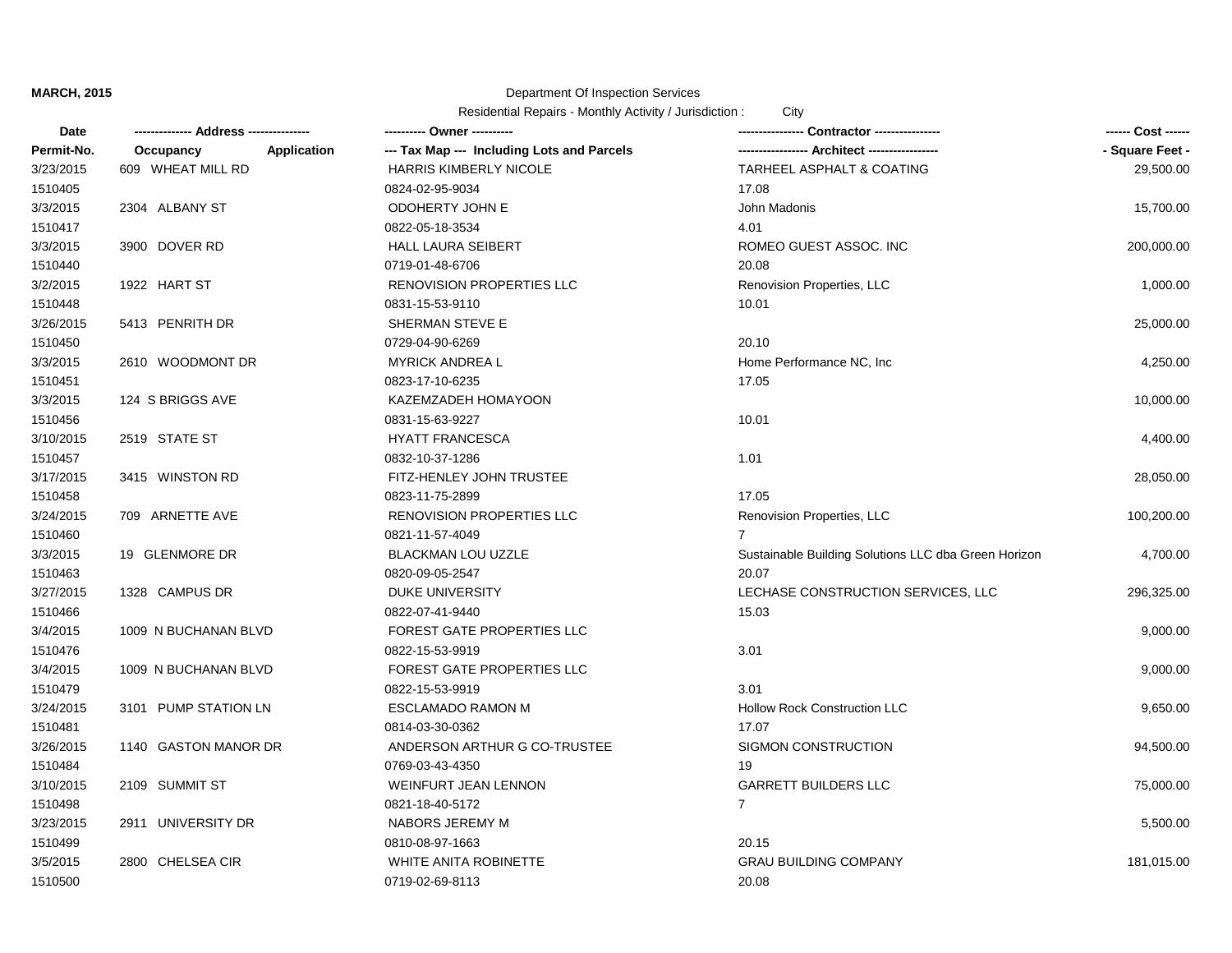**MARCH, 2015**

Department Of Inspection Services

Residential Repairs - Monthly Activity / Jurisdiction : City

| Date<br>Permit-No. | ------------- Address --------------<br>Occupancy Application | ---------- Owner ----------<br>--- Tax Map --- Including Lots and Parcels | --------------- Contractor ---------------<br>---------------- Architect ---------------- | ------ Cost ------<br>- Square Feet - |
|---|---|---|---|---|
| 3/23/2015<br>1510405 | 609 WHEAT MILL RD | HARRIS KIMBERLY NICOLE<br>0824-02-95-9034 | TARHEEL ASPHALT & COATING<br>17.08 | 29,500.00 |
| 3/3/2015<br>1510417 | 2304 ALBANY ST | ODOHERTY JOHN E<br>0822-05-18-3534 | John Madonis<br>4.01 | 15,700.00 |
| 3/3/2015<br>1510440 | 3900 DOVER RD | HALL LAURA SEIBERT<br>0719-01-48-6706 | ROMEO GUEST ASSOC. INC<br>20.08 | 200,000.00 |
| 3/2/2015<br>1510448 | 1922 HART ST | RENOVISION PROPERTIES LLC<br>0831-15-53-9110 | Renovision Properties, LLC<br>10.01 | 1,000.00 |
| 3/26/2015<br>1510450 | 5413 PENRITH DR | SHERMAN STEVE E<br>0729-04-90-6269 | 20.10 | 25,000.00 |
| 3/3/2015<br>1510451 | 2610 WOODMONT DR | MYRICK ANDREA L<br>0823-17-10-6235 | Home Performance NC, Inc<br>17.05 | 4,250.00 |
| 3/3/2015<br>1510456 | 124 S BRIGGS AVE | KAZEMZADEH HOMAYOON<br>0831-15-63-9227 | 10.01 | 10,000.00 |
| 3/10/2015<br>1510457 | 2519 STATE ST | HYATT FRANCESCA<br>0832-10-37-1286 | 1.01 | 4,400.00 |
| 3/17/2015<br>1510458 | 3415 WINSTON RD | FITZ-HENLEY JOHN TRUSTEE<br>0823-11-75-2899 | 17.05 | 28,050.00 |
| 3/24/2015<br>1510460 | 709 ARNETTE AVE | RENOVISION PROPERTIES LLC<br>0821-11-57-4049 | Renovision Properties, LLC<br>7 | 100,200.00 |
| 3/3/2015<br>1510463 | 19 GLENMORE DR | BLACKMAN LOU UZZLE<br>0820-09-05-2547 | Sustainable Building Solutions LLC dba Green Horizon<br>20.07 | 4,700.00 |
| 3/27/2015<br>1510466 | 1328 CAMPUS DR | DUKE UNIVERSITY<br>0822-07-41-9440 | LECHASE CONSTRUCTION SERVICES, LLC<br>15.03 | 296,325.00 |
| 3/4/2015<br>1510476 | 1009 N BUCHANAN BLVD | FOREST GATE PROPERTIES LLC<br>0822-15-53-9919 | 3.01 | 9,000.00 |
| 3/4/2015<br>1510479 | 1009 N BUCHANAN BLVD | FOREST GATE PROPERTIES LLC<br>0822-15-53-9919 | 3.01 | 9,000.00 |
| 3/24/2015<br>1510481 | 3101 PUMP STATION LN | ESCLAMADO RAMON M<br>0814-03-30-0362 | Hollow Rock Construction LLC<br>17.07 | 9,650.00 |
| 3/26/2015<br>1510484 | 1140 GASTON MANOR DR | ANDERSON ARTHUR G CO-TRUSTEE<br>0769-03-43-4350 | SIGMON CONSTRUCTION<br>19 | 94,500.00 |
| 3/10/2015<br>1510498 | 2109 SUMMIT ST | WEINFURT JEAN LENNON<br>0821-18-40-5172 | GARRETT BUILDERS LLC<br>7 | 75,000.00 |
| 3/23/2015<br>1510499 | 2911 UNIVERSITY DR | NABORS JEREMY M<br>0810-08-97-1663 | 20.15 | 5,500.00 |
| 3/5/2015<br>1510500 | 2800 CHELSEA CIR | WHITE ANITA ROBINETTE<br>0719-02-69-8113 | GRAU BUILDING COMPANY<br>20.08 | 181,015.00 |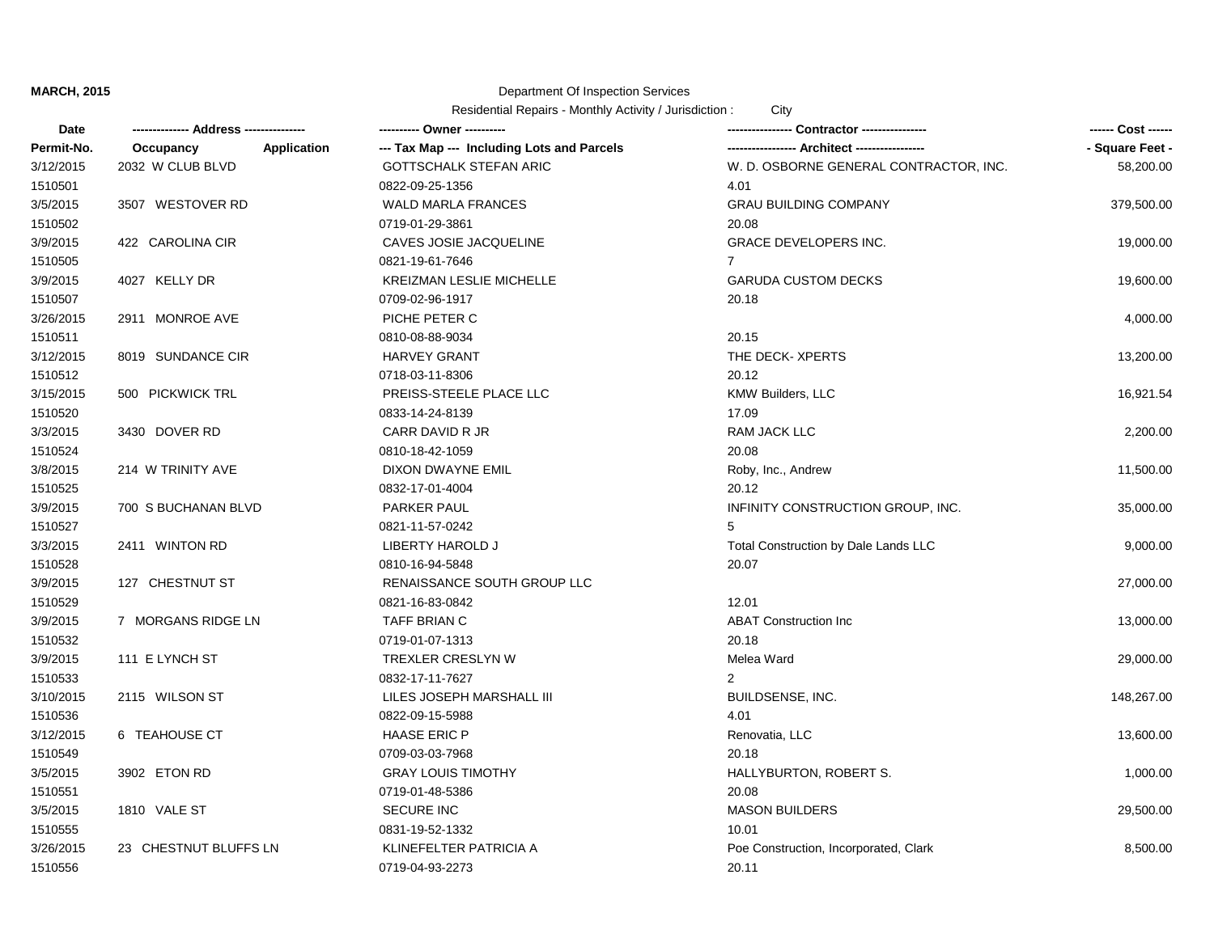**MARCH, 2015**

Department Of Inspection Services

Residential Repairs - Monthly Activity / Jurisdiction : City

| Date<br>Permit-No. | ------------- Address --------------<br>Occupancy Application | ---------- Owner ----------<br>--- Tax Map --- Including Lots and Parcels | --------------- Contractor ---------------<br>---------------- Architect ---------------- | ------ Cost ------<br>- Square Feet - |
|---|---|---|---|---|
| 3/12/2015<br>1510501 | 2032 W CLUB BLVD | GOTTSCHALK STEFAN ARIC<br>0822-09-25-1356 | W. D. OSBORNE GENERAL CONTRACTOR, INC.<br>4.01 | 58,200.00 |
| 3/5/2015<br>1510502 | 3507 WESTOVER RD | WALD MARLA FRANCES<br>0719-01-29-3861 | GRAU BUILDING COMPANY<br>20.08 | 379,500.00 |
| 3/9/2015<br>1510505 | 422 CAROLINA CIR | CAVES JOSIE JACQUELINE<br>0821-19-61-7646 | GRACE DEVELOPERS INC.<br>7 | 19,000.00 |
| 3/9/2015<br>1510507 | 4027 KELLY DR | KREIZMAN LESLIE MICHELLE<br>0709-02-96-1917 | GARUDA CUSTOM DECKS<br>20.18 | 19,600.00 |
| 3/26/2015<br>1510511 | 2911 MONROE AVE | PICHE PETER C<br>0810-08-88-9034 | <br>20.15 | 4,000.00 |
| 3/12/2015<br>1510512 | 8019 SUNDANCE CIR | HARVEY GRANT<br>0718-03-11-8306 | THE DECK- XPERTS<br>20.12 | 13,200.00 |
| 3/15/2015<br>1510520 | 500 PICKWICK TRL | PREISS-STEELE PLACE LLC<br>0833-14-24-8139 | KMW Builders, LLC<br>17.09 | 16,921.54 |
| 3/3/2015<br>1510524 | 3430 DOVER RD | CARR DAVID R JR<br>0810-18-42-1059 | RAM JACK LLC<br>20.08 | 2,200.00 |
| 3/8/2015<br>1510525 | 214 W TRINITY AVE | DIXON DWAYNE EMIL<br>0832-17-01-4004 | Roby, Inc., Andrew<br>20.12 | 11,500.00 |
| 3/9/2015<br>1510527 | 700 S BUCHANAN BLVD | PARKER PAUL<br>0821-11-57-0242 | INFINITY CONSTRUCTION GROUP, INC.<br>5 | 35,000.00 |
| 3/3/2015<br>1510528 | 2411 WINTON RD | LIBERTY HAROLD J<br>0810-16-94-5848 | Total Construction by Dale Lands LLC<br>20.07 | 9,000.00 |
| 3/9/2015<br>1510529 | 127 CHESTNUT ST | RENAISSANCE SOUTH GROUP LLC<br>0821-16-83-0842 | <br>12.01 | 27,000.00 |
| 3/9/2015<br>1510532 | 7 MORGANS RIDGE LN | TAFF BRIAN C<br>0719-01-07-1313 | ABAT Construction Inc<br>20.18 | 13,000.00 |
| 3/9/2015<br>1510533 | 111 E LYNCH ST | TREXLER CRESLYN W<br>0832-17-11-7627 | Melea Ward<br>2 | 29,000.00 |
| 3/10/2015<br>1510536 | 2115 WILSON ST | LILES JOSEPH MARSHALL III<br>0822-09-15-5988 | BUILDSENSE, INC.<br>4.01 | 148,267.00 |
| 3/12/2015<br>1510549 | 6 TEAHOUSE CT | HAASE ERIC P<br>0709-03-03-7968 | Renovatia, LLC<br>20.18 | 13,600.00 |
| 3/5/2015<br>1510551 | 3902 ETON RD | GRAY LOUIS TIMOTHY<br>0719-01-48-5386 | HALLYBURTON, ROBERT S.<br>20.08 | 1,000.00 |
| 3/5/2015<br>1510555 | 1810 VALE ST | SECURE INC<br>0831-19-52-1332 | MASON BUILDERS<br>10.01 | 29,500.00 |
| 3/26/2015<br>1510556 | 23 CHESTNUT BLUFFS LN | KLINEFELTER PATRICIA A<br>0719-04-93-2273 | Poe Construction, Incorporated, Clark<br>20.11 | 8,500.00 |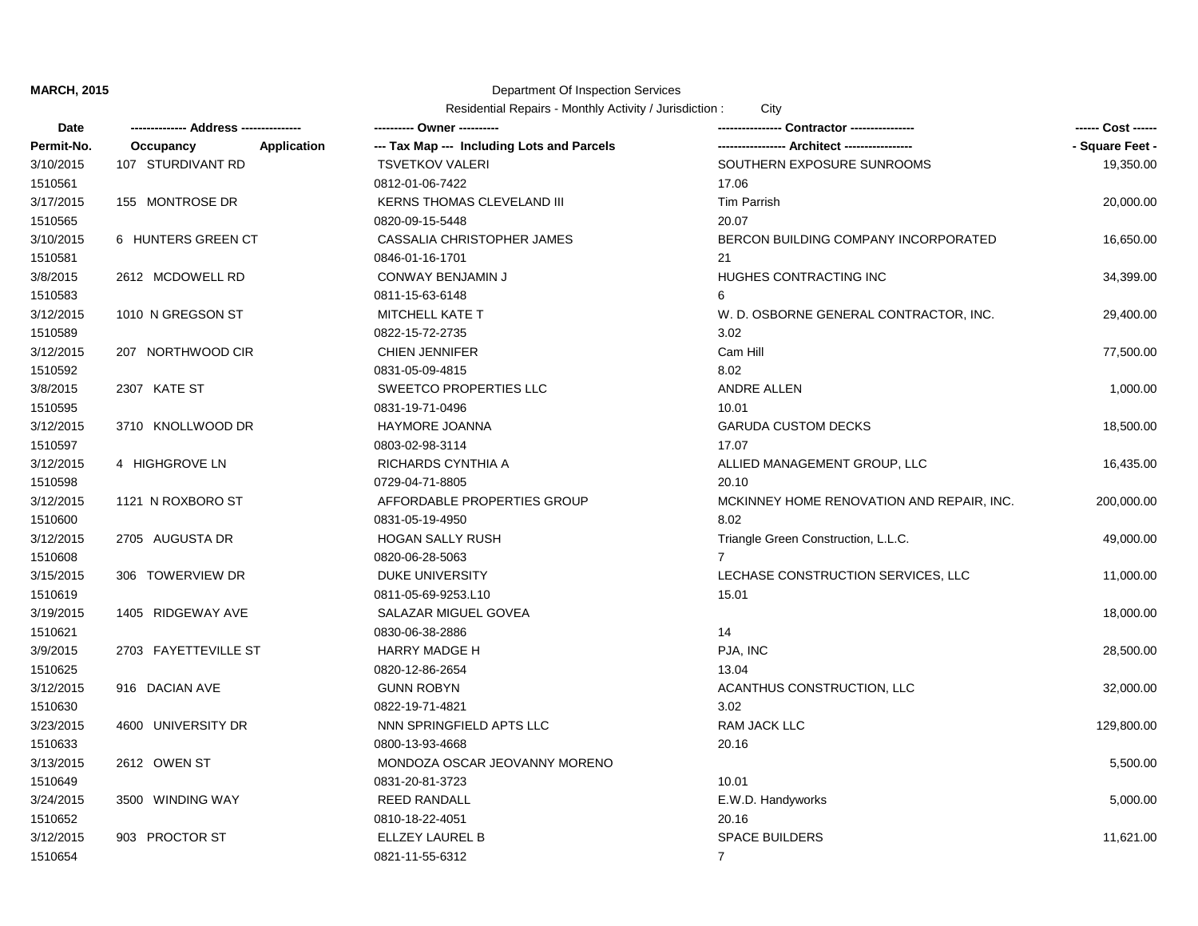**MARCH, 2015**

Department Of Inspection Services

Residential Repairs - Monthly Activity / Jurisdiction : City

| Date | ------------- Address -------------- | | ---------- Owner ---------- | --------------- Contractor --------------- | ------ Cost ------ |
|---|---|---|---|---|---|
| Permit-No. | Occupancy | Application | --- Tax Map --- Including Lots and Parcels | ---------------- Architect ---------------- | - Square Feet - |
| 3/10/2015 | 107 STURDIVANT RD | | TSVETKOV VALERI | SOUTHERN EXPOSURE SUNROOMS | 19,350.00 |
| 1510561 | | | 0812-01-06-7422 | 17.06 | |
| 3/17/2015 | 155 MONTROSE DR | | KERNS THOMAS CLEVELAND III | Tim Parrish | 20,000.00 |
| 1510565 | | | 0820-09-15-5448 | 20.07 | |
| 3/10/2015 | 6 HUNTERS GREEN CT | | CASSALIA CHRISTOPHER JAMES | BERCON BUILDING COMPANY INCORPORATED | 16,650.00 |
| 1510581 | | | 0846-01-16-1701 | 21 | |
| 3/8/2015 | 2612 MCDOWELL RD | | CONWAY BENJAMIN J | HUGHES CONTRACTING INC | 34,399.00 |
| 1510583 | | | 0811-15-63-6148 | 6 | |
| 3/12/2015 | 1010 N GREGSON ST | | MITCHELL KATE T | W. D. OSBORNE GENERAL CONTRACTOR, INC. | 29,400.00 |
| 1510589 | | | 0822-15-72-2735 | 3.02 | |
| 3/12/2015 | 207 NORTHWOOD CIR | | CHIEN JENNIFER | Cam Hill | 77,500.00 |
| 1510592 | | | 0831-05-09-4815 | 8.02 | |
| 3/8/2015 | 2307 KATE ST | | SWEETCO PROPERTIES LLC | ANDRE ALLEN | 1,000.00 |
| 1510595 | | | 0831-19-71-0496 | 10.01 | |
| 3/12/2015 | 3710 KNOLLWOOD DR | | HAYMORE JOANNA | GARUDA CUSTOM DECKS | 18,500.00 |
| 1510597 | | | 0803-02-98-3114 | 17.07 | |
| 3/12/2015 | 4 HIGHGROVE LN | | RICHARDS CYNTHIA A | ALLIED MANAGEMENT GROUP, LLC | 16,435.00 |
| 1510598 | | | 0729-04-71-8805 | 20.10 | |
| 3/12/2015 | 1121 N ROXBORO ST | | AFFORDABLE PROPERTIES GROUP | MCKINNEY HOME RENOVATION AND REPAIR, INC. | 200,000.00 |
| 1510600 | | | 0831-05-19-4950 | 8.02 | |
| 3/12/2015 | 2705 AUGUSTA DR | | HOGAN SALLY RUSH | Triangle Green Construction, L.L.C. | 49,000.00 |
| 1510608 | | | 0820-06-28-5063 | 7 | |
| 3/15/2015 | 306 TOWERVIEW DR | | DUKE UNIVERSITY | LECHASE CONSTRUCTION SERVICES, LLC | 11,000.00 |
| 1510619 | | | 0811-05-69-9253.L10 | 15.01 | |
| 3/19/2015 | 1405 RIDGEWAY AVE | | SALAZAR MIGUEL GOVEA | | 18,000.00 |
| 1510621 | | | 0830-06-38-2886 | 14 | |
| 3/9/2015 | 2703 FAYETTEVILLE ST | | HARRY MADGE H | PJA, INC | 28,500.00 |
| 1510625 | | | 0820-12-86-2654 | 13.04 | |
| 3/12/2015 | 916 DACIAN AVE | | GUNN ROBYN | ACANTHUS CONSTRUCTION, LLC | 32,000.00 |
| 1510630 | | | 0822-19-71-4821 | 3.02 | |
| 3/23/2015 | 4600 UNIVERSITY DR | | NNN SPRINGFIELD APTS LLC | RAM JACK LLC | 129,800.00 |
| 1510633 | | | 0800-13-93-4668 | 20.16 | |
| 3/13/2015 | 2612 OWEN ST | | MONDOZA OSCAR JEOVANNY MORENO | | 5,500.00 |
| 1510649 | | | 0831-20-81-3723 | 10.01 | |
| 3/24/2015 | 3500 WINDING WAY | | REED RANDALL | E.W.D. Handyworks | 5,000.00 |
| 1510652 | | | 0810-18-22-4051 | 20.16 | |
| 3/12/2015 | 903 PROCTOR ST | | ELLZEY LAUREL B | SPACE BUILDERS | 11,621.00 |
| 1510654 | | | 0821-11-55-6312 | 7 | |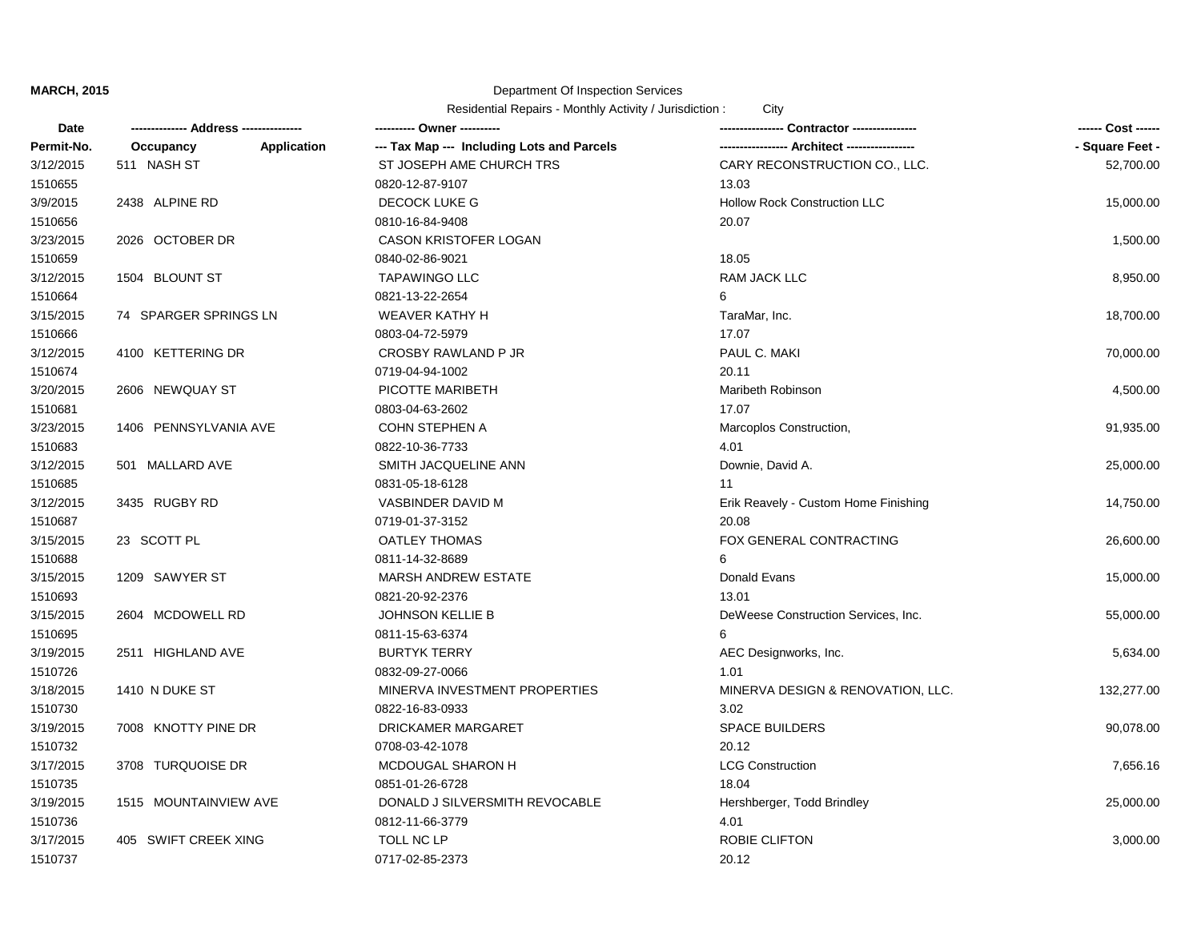**MARCH, 2015**

Department Of Inspection Services

Residential Repairs - Monthly Activity / Jurisdiction : City

| Date<br>Permit-No. | Address<br>Occupancy / Application | Owner<br>Tax Map --- Including Lots and Parcels | Contractor<br>Architect | Cost<br>Square Feet |
|---|---|---|---|---|
| 3/12/2015<br>1510655 | 511 NASH ST | ST JOSEPH AME CHURCH TRS<br>0820-12-87-9107 | CARY RECONSTRUCTION CO., LLC.<br>13.03 | 52,700.00 |
| 3/9/2015<br>1510656 | 2438 ALPINE RD | DECOCK LUKE G<br>0810-16-84-9408 | Hollow Rock Construction LLC<br>20.07 | 15,000.00 |
| 3/23/2015<br>1510659 | 2026 OCTOBER DR | CASON KRISTOFER LOGAN<br>0840-02-86-9021 | <br>18.05 | 1,500.00 |
| 3/12/2015<br>1510664 | 1504 BLOUNT ST | TAPAWINGO LLC<br>0821-13-22-2654 | RAM JACK LLC<br>6 | 8,950.00 |
| 3/15/2015<br>1510666 | 74 SPARGER SPRINGS LN | WEAVER KATHY H<br>0803-04-72-5979 | TaraMar, Inc.<br>17.07 | 18,700.00 |
| 3/12/2015<br>1510674 | 4100 KETTERING DR | CROSBY RAWLAND P JR<br>0719-04-94-1002 | PAUL C. MAKI<br>20.11 | 70,000.00 |
| 3/20/2015<br>1510681 | 2606 NEWQUAY ST | PICOTTE MARIBETH<br>0803-04-63-2602 | Maribeth Robinson<br>17.07 | 4,500.00 |
| 3/23/2015<br>1510683 | 1406 PENNSYLVANIA AVE | COHN STEPHEN A<br>0822-10-36-7733 | Marcoplos Construction,<br>4.01 | 91,935.00 |
| 3/12/2015<br>1510685 | 501 MALLARD AVE | SMITH JACQUELINE ANN<br>0831-05-18-6128 | Downie, David A.<br>11 | 25,000.00 |
| 3/12/2015<br>1510687 | 3435 RUGBY RD | VASBINDER DAVID M<br>0719-01-37-3152 | Erik Reavely - Custom Home Finishing<br>20.08 | 14,750.00 |
| 3/15/2015<br>1510688 | 23 SCOTT PL | OATLEY THOMAS<br>0811-14-32-8689 | FOX GENERAL CONTRACTING<br>6 | 26,600.00 |
| 3/15/2015<br>1510693 | 1209 SAWYER ST | MARSH ANDREW ESTATE<br>0821-20-92-2376 | Donald Evans<br>13.01 | 15,000.00 |
| 3/15/2015<br>1510695 | 2604 MCDOWELL RD | JOHNSON KELLIE B<br>0811-15-63-6374 | DeWeese Construction Services, Inc.<br>6 | 55,000.00 |
| 3/19/2015<br>1510726 | 2511 HIGHLAND AVE | BURTYK TERRY<br>0832-09-27-0066 | AEC Designworks, Inc.<br>1.01 | 5,634.00 |
| 3/18/2015<br>1510730 | 1410 N DUKE ST | MINERVA INVESTMENT PROPERTIES<br>0822-16-83-0933 | MINERVA DESIGN & RENOVATION, LLC.<br>3.02 | 132,277.00 |
| 3/19/2015<br>1510732 | 7008 KNOTTY PINE DR | DRICKAMER MARGARET<br>0708-03-42-1078 | SPACE BUILDERS<br>20.12 | 90,078.00 |
| 3/17/2015<br>1510735 | 3708 TURQUOISE DR | MCDOUGAL SHARON H<br>0851-01-26-6728 | LCG Construction<br>18.04 | 7,656.16 |
| 3/19/2015<br>1510736 | 1515 MOUNTAINVIEW AVE | DONALD J SILVERSMITH REVOCABLE<br>0812-11-66-3779 | Hershberger, Todd Brindley<br>4.01 | 25,000.00 |
| 3/17/2015<br>1510737 | 405 SWIFT CREEK XING | TOLL NC LP<br>0717-02-85-2373 | ROBIE CLIFTON<br>20.12 | 3,000.00 |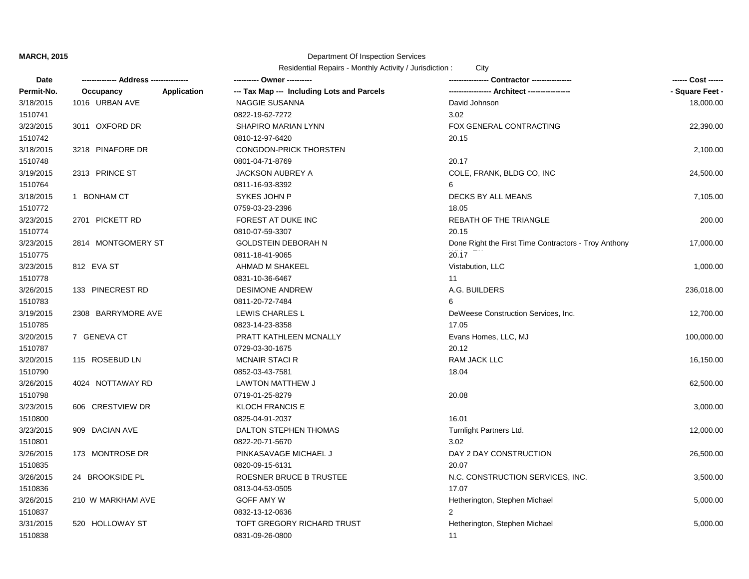**MARCH, 2015**

Department Of Inspection Services

Residential Repairs - Monthly Activity / Jurisdiction : City

| Date<br>Permit-No. | ------------- Address --------------<br>Occupancy | <br>Application | ---------- Owner ----------<br>--- Tax Map --- Including Lots and Parcels | --------------- Contractor ---------------<br>---------------- Architect ---------------- | ------ Cost ------<br>- Square Feet - |
|---|---|---|---|---|---|
| 3/18/2015<br>1510741 | 1016 URBAN AVE | | NAGGIE SUSANNA<br>0822-19-62-7272 | David Johnson<br>3.02 | 18,000.00 |
| 3/23/2015<br>1510742 | 3011 OXFORD DR | | SHAPIRO MARIAN LYNN<br>0810-12-97-6420 | FOX GENERAL CONTRACTING<br>20.15 | 22,390.00 |
| 3/18/2015<br>1510748 | 3218 PINAFORE DR | | CONGDON-PRICK THORSTEN<br>0801-04-71-8769 | <br>20.17 | 2,100.00 |
| 3/19/2015<br>1510764 | 2313 PRINCE ST | | JACKSON AUBREY A<br>0811-16-93-8392 | COLE, FRANK, BLDG CO, INC<br>6 | 24,500.00 |
| 3/18/2015<br>1510772 | 1 BONHAM CT | | SYKES JOHN P<br>0759-03-23-2396 | DECKS BY ALL MEANS<br>18.05 | 7,105.00 |
| 3/23/2015<br>1510774 | 2701 PICKETT RD | | FOREST AT DUKE INC<br>0810-07-59-3307 | REBATH OF THE TRIANGLE<br>20.15 | 200.00 |
| 3/23/2015<br>1510775 | 2814 MONTGOMERY ST | | GOLDSTEIN DEBORAH N<br>0811-18-41-9065 | Done Right the First Time Contractors - Troy Anthony<br>20.17 | 17,000.00 |
| 3/23/2015<br>1510778 | 812 EVA ST | | AHMAD M SHAKEEL<br>0831-10-36-6467 | Vistabution, LLC<br>11 | 1,000.00 |
| 3/26/2015<br>1510783 | 133 PINECREST RD | | DESIMONE ANDREW<br>0811-20-72-7484 | A.G. BUILDERS<br>6 | 236,018.00 |
| 3/19/2015<br>1510785 | 2308 BARRYMORE AVE | | LEWIS CHARLES L<br>0823-14-23-8358 | DeWeese Construction Services, Inc.<br>17.05 | 12,700.00 |
| 3/20/2015<br>1510787 | 7 GENEVA CT | | PRATT KATHLEEN MCNALLY<br>0729-03-30-1675 | Evans Homes, LLC, MJ<br>20.12 | 100,000.00 |
| 3/20/2015<br>1510790 | 115 ROSEBUD LN | | MCNAIR STACI R<br>0852-03-43-7581 | RAM JACK LLC<br>18.04 | 16,150.00 |
| 3/26/2015<br>1510798 | 4024 NOTTAWAY RD | | LAWTON MATTHEW J<br>0719-01-25-8279 | <br>20.08 | 62,500.00 |
| 3/23/2015<br>1510800 | 606 CRESTVIEW DR | | KLOCH FRANCIS E<br>0825-04-91-2037 | <br>16.01 | 3,000.00 |
| 3/23/2015<br>1510801 | 909 DACIAN AVE | | DALTON STEPHEN THOMAS<br>0822-20-71-5670 | Turnlight Partners Ltd.<br>3.02 | 12,000.00 |
| 3/26/2015<br>1510835 | 173 MONTROSE DR | | PINKASAVAGE MICHAEL J<br>0820-09-15-6131 | DAY 2 DAY CONSTRUCTION<br>20.07 | 26,500.00 |
| 3/26/2015<br>1510836 | 24 BROOKSIDE PL | | ROESNER BRUCE B TRUSTEE<br>0813-04-53-0505 | N.C. CONSTRUCTION SERVICES, INC.<br>17.07 | 3,500.00 |
| 3/26/2015<br>1510837 | 210 W MARKHAM AVE | | GOFF AMY W<br>0832-13-12-0636 | Hetherington, Stephen Michael<br>2 | 5,000.00 |
| 3/31/2015<br>1510838 | 520 HOLLOWAY ST | | TOFT GREGORY RICHARD TRUST<br>0831-09-26-0800 | Hetherington, Stephen Michael<br>11 | 5,000.00 |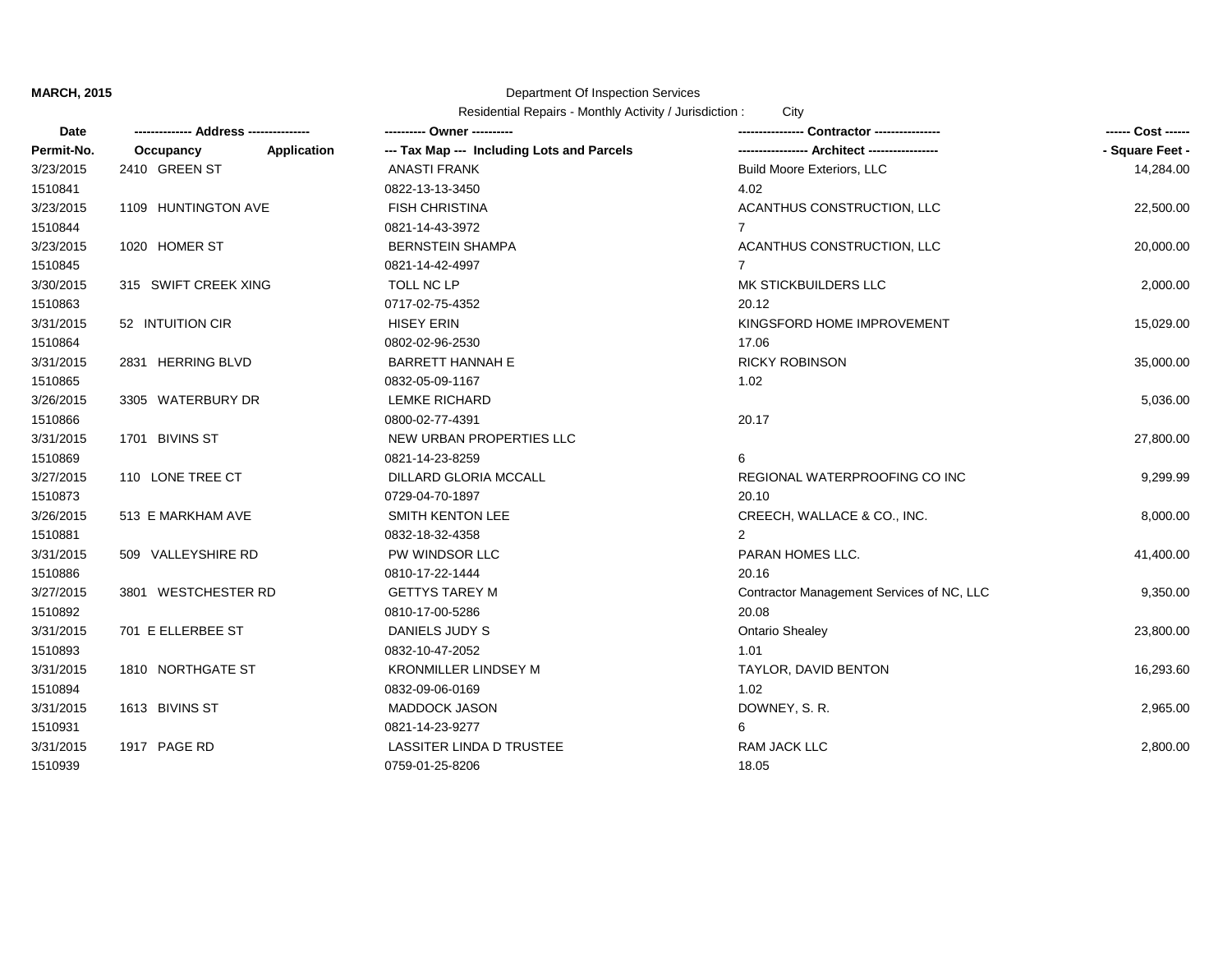**MARCH, 2015**

Department Of Inspection Services

Residential Repairs - Monthly Activity / Jurisdiction : City

| Date<br>Permit-No. | ------------- Address --------------<br>Occupancy Application | ---------- Owner ----------<br>--- Tax Map --- Including Lots and Parcels | ---------------- Contractor ----------------<br>----------------- Architect ----------------- | ------ Cost ------<br>- Square Feet - |
|---|---|---|---|---|
| 3/23/2015 | 2410 GREEN ST | ANASTI FRANK | Build Moore Exteriors, LLC | 14,284.00 |
| 1510841 | | 0822-13-13-3450 | 4.02 | |
| 3/23/2015 | 1109 HUNTINGTON AVE | FISH CHRISTINA | ACANTHUS CONSTRUCTION, LLC | 22,500.00 |
| 1510844 | | 0821-14-43-3972 | 7 | |
| 3/23/2015 | 1020 HOMER ST | BERNSTEIN SHAMPA | ACANTHUS CONSTRUCTION, LLC | 20,000.00 |
| 1510845 | | 0821-14-42-4997 | 7 | |
| 3/30/2015 | 315 SWIFT CREEK XING | TOLL NC LP | MK STICKBUILDERS LLC | 2,000.00 |
| 1510863 | | 0717-02-75-4352 | 20.12 | |
| 3/31/2015 | 52 INTUITION CIR | HISEY ERIN | KINGSFORD HOME IMPROVEMENT | 15,029.00 |
| 1510864 | | 0802-02-96-2530 | 17.06 | |
| 3/31/2015 | 2831 HERRING BLVD | BARRETT HANNAH E | RICKY ROBINSON | 35,000.00 |
| 1510865 | | 0832-05-09-1167 | 1.02 | |
| 3/26/2015 | 3305 WATERBURY DR | LEMKE RICHARD | | 5,036.00 |
| 1510866 | | 0800-02-77-4391 | 20.17 | |
| 3/31/2015 | 1701 BIVINS ST | NEW URBAN PROPERTIES LLC | | 27,800.00 |
| 1510869 | | 0821-14-23-8259 | 6 | |
| 3/27/2015 | 110 LONE TREE CT | DILLARD GLORIA MCCALL | REGIONAL WATERPROOFING CO INC | 9,299.99 |
| 1510873 | | 0729-04-70-1897 | 20.10 | |
| 3/26/2015 | 513 E MARKHAM AVE | SMITH KENTON LEE | CREECH, WALLACE & CO., INC. | 8,000.00 |
| 1510881 | | 0832-18-32-4358 | 2 | |
| 3/31/2015 | 509 VALLEYSHIRE RD | PW WINDSOR LLC | PARAN HOMES LLC. | 41,400.00 |
| 1510886 | | 0810-17-22-1444 | 20.16 | |
| 3/27/2015 | 3801 WESTCHESTER RD | GETTYS TAREY M | Contractor Management Services of NC, LLC | 9,350.00 |
| 1510892 | | 0810-17-00-5286 | 20.08 | |
| 3/31/2015 | 701 E ELLERBEE ST | DANIELS JUDY S | Ontario Shealey | 23,800.00 |
| 1510893 | | 0832-10-47-2052 | 1.01 | |
| 3/31/2015 | 1810 NORTHGATE ST | KRONMILLER LINDSEY M | TAYLOR, DAVID BENTON | 16,293.60 |
| 1510894 | | 0832-09-06-0169 | 1.02 | |
| 3/31/2015 | 1613 BIVINS ST | MADDOCK JASON | DOWNEY, S. R. | 2,965.00 |
| 1510931 | | 0821-14-23-9277 | 6 | |
| 3/31/2015 | 1917 PAGE RD | LASSITER LINDA D TRUSTEE | RAM JACK LLC | 2,800.00 |
| 1510939 | | 0759-01-25-8206 | 18.05 | |